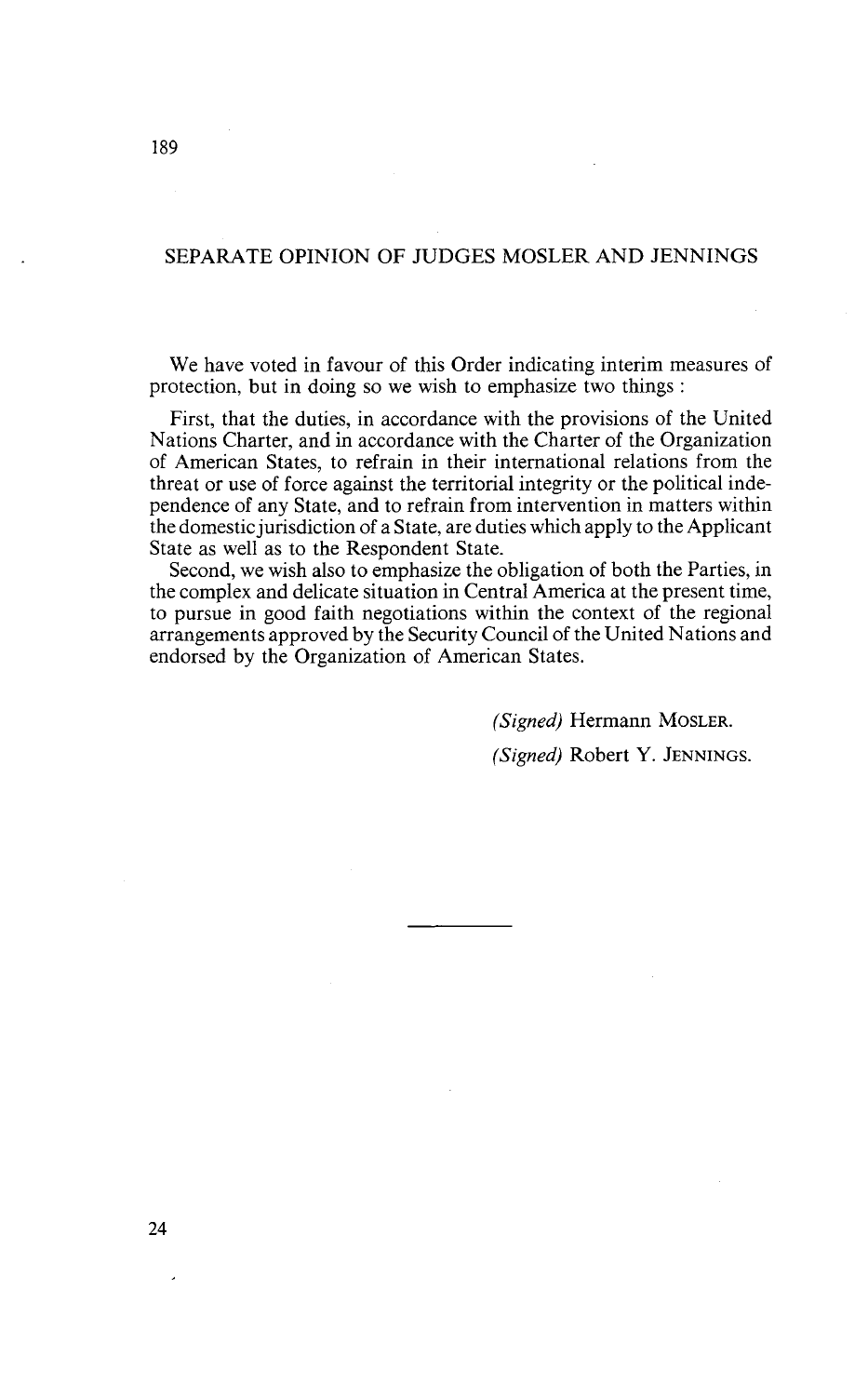## SEPARATE OPINION OF JUDGES MOSLER AND JENNINGS

We have voted in favour of this Order indicating interim measures of protection, but in doing so we wish to emphasize two things :

First, that the duties, in accordance with the provisions of the United Nations Charter, and in accordance with the Charter of the Organization of American States, to refrain in their international relations from the threat or use of force against the territorial integrity or the political independence of any State, and to refrain from intervention in matters within the domestic jurisdiction of a State, are duties which apply to the Applicant State as well as to the Respondent State.

Second, we wish also to emphasize the obligation of both the Parties, in the complex and delicate situation in Central America at the present time, to pursue in good faith negotiations within the context of the regional arrangements approved by the Security Council of the United Nations and endorsed by the Organization of American States.

*(Signed)* Hermann MOSLER.

*(Signed)* Robert Y. JENNINGS.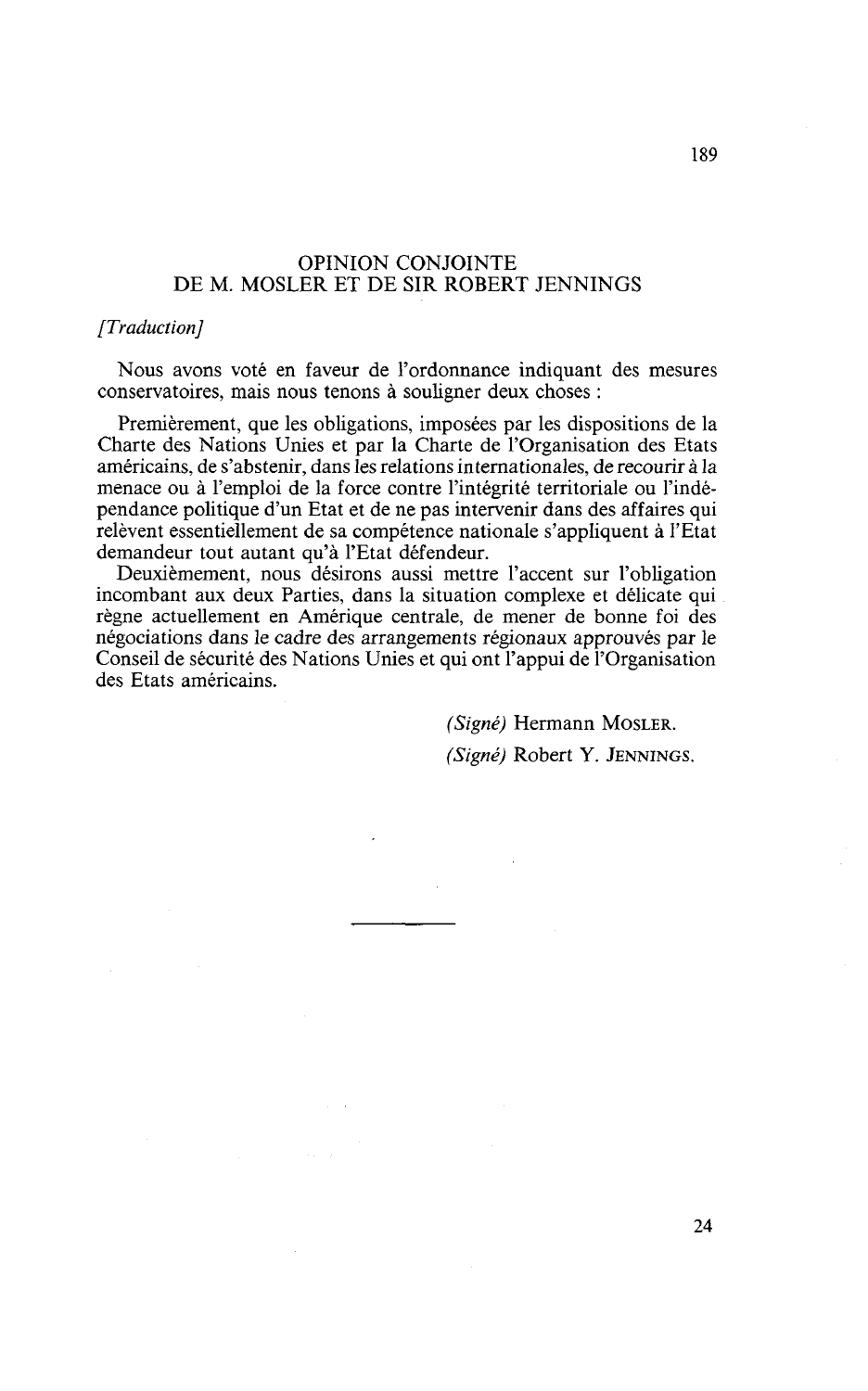## OPINION CONJOINTE DE M. MOSLER ET DE SIR ROBERT JENNINGS

*[Traduction]*

Nous avons voté en faveur de l'ordonnance indiquant des mesures conservatoires, mais nous tenons à souligner deux choses :

Premièrement, que les obligations, imposées par les dispositions de la Charte des Nations Unies et par la Charte de l'Organisation des Etats américains, de s'abstenir, dans les relations internationales, de recourir à la menace ou à l'emploi de la force contre l'intégrité territoriale ou l'indépendance politique d'un Etat et de ne pas intervenir dans des affaires qui relèvent essentiellement de sa compétence nationale s'appliquent à l'Etat demandeur tout autant qu'à l'Etat défendeur.

Deuxièmement, nous désirons aussi mettre l'accent sur l'obligation incombant aux deux Parties, dans la situation complexe et délicate qui règne actuellement en Amérique centrale, de mener de bonne foi des négociations dans le cadre des arrangements régionaux approuvés par le Conseil de sécurité des Nations Unies et qui ont l'appui de l'Organisation des Etats américains.

*(Signé)* Hermann MOSLER.

*(Signé)* Robert Y. JENNINGS.